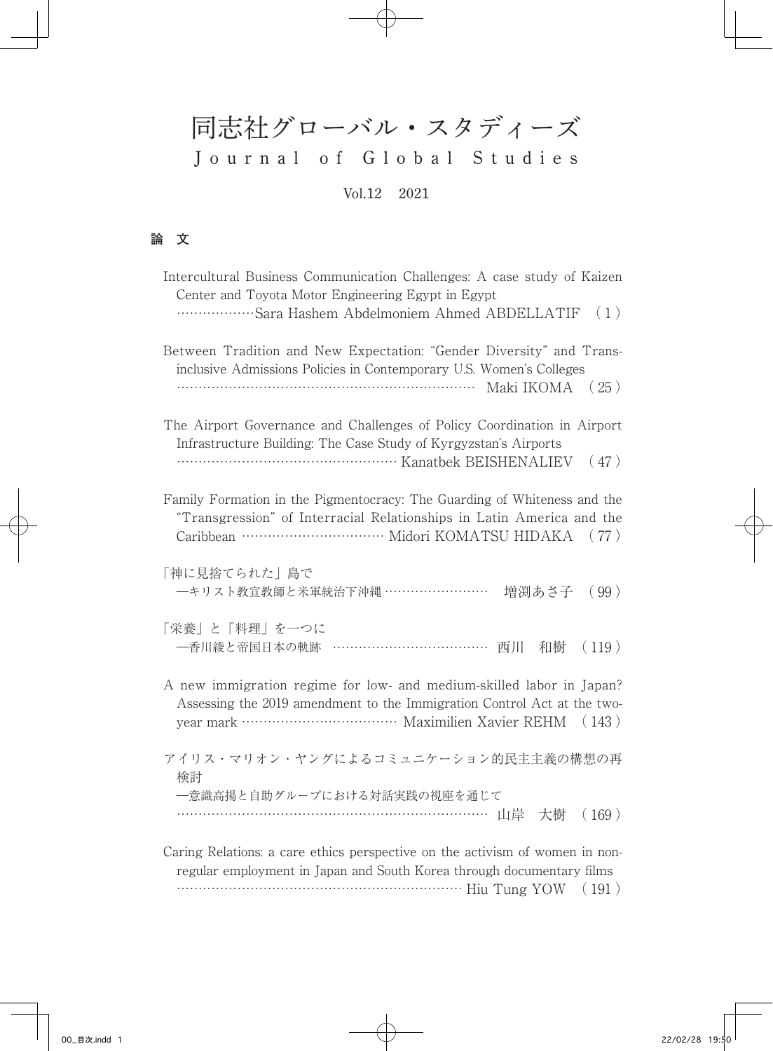# 同志社グローバル・スタディーズ

## Journal of Global Studies

Vol.12　2021

### 論　文

Intercultural Business Communication Challenges: A case study of Kaizen Center and Toyota Motor Engineering Egypt in Egypt
………………Sara Hashem Abdelmoniem Ahmed ABDELLATIF　( 1 )

Between Tradition and New Expectation: "Gender Diversity" and Trans-inclusive Admissions Policies in Contemporary U.S. Women's Colleges
……………………………………………………………… Maki IKOMA　( 25 )

The Airport Governance and Challenges of Policy Coordination in Airport Infrastructure Building: The Case Study of Kyrgyzstan's Airports
…………………………………………… Kanatbek BEISHENALIEV　( 47 )

Family Formation in the Pigmentocracy: The Guarding of Whiteness and the "Transgression" of Interracial Relationships in Latin America and the Caribbean …………………………… Midori KOMATSU HIDAKA　( 77 )

「神に見捨てられた」島で
―キリスト教宣教師と米軍統治下沖縄……………………　増渕あさ子　( 99 )

「栄養」と「料理」を一つに
―香川綾と帝国日本の軌跡　………………………………　西川　和樹　( 119 )

A new immigration regime for low- and medium-skilled labor in Japan? Assessing the 2019 amendment to the Immigration Control Act at the two-year mark ……………………………… Maximilien Xavier REHM　( 143 )

アイリス・マリオン・ヤングによるコミュニケーション的民主主義の構想の再検討
―意識高揚と自助グループにおける対話実践の視座を通じて
…………………………………………………………………　山岸　大樹　( 169 )

Caring Relations: a care ethics perspective on the activism of women in non-regular employment in Japan and South Korea through documentary films
…………………………………………………………… Hiu Tung YOW　( 191 )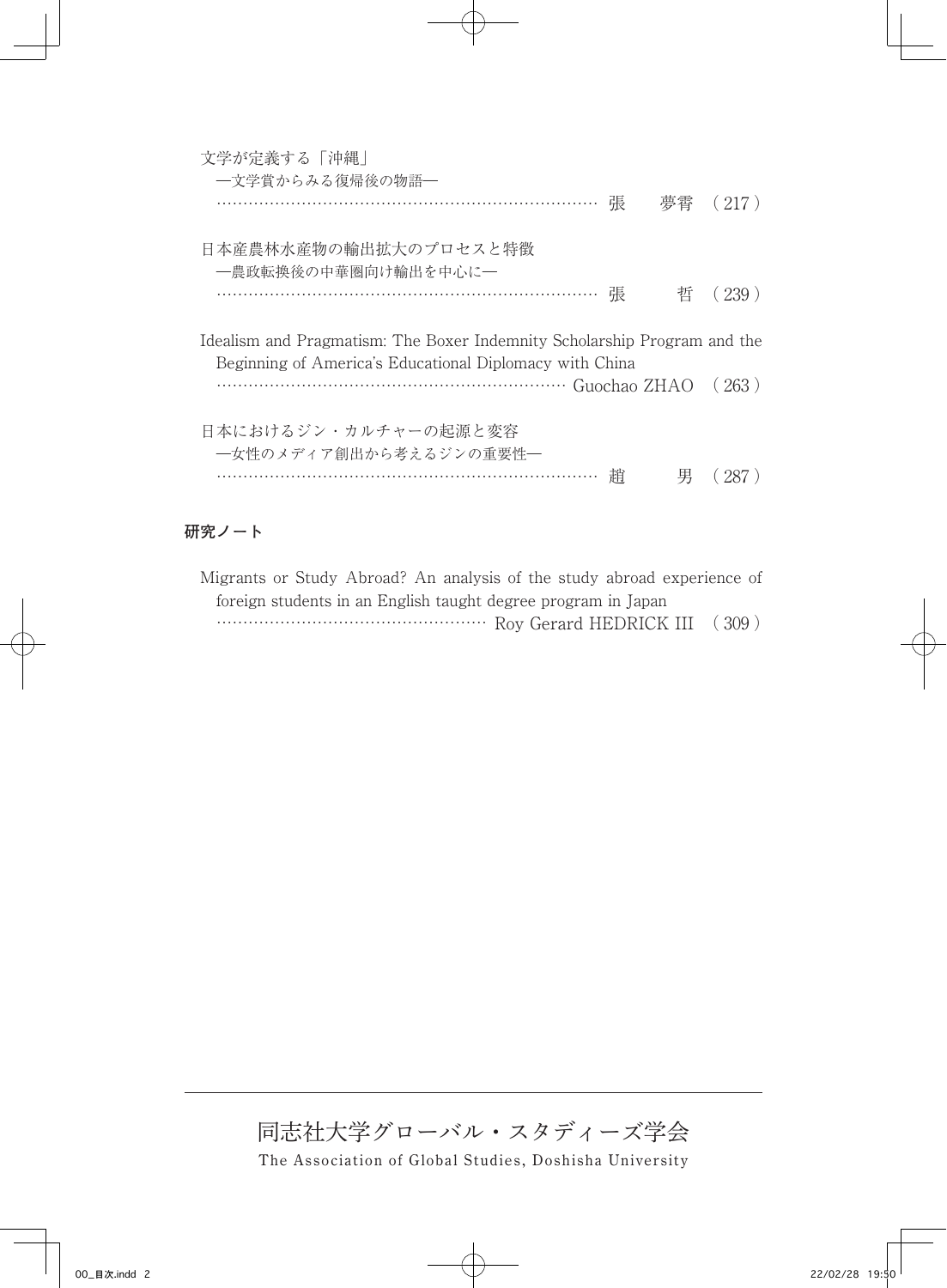文学が定義する「沖縄」
—文学賞からみる復帰後の物語—
…………………………………………………………… 張　夢霄 （217）

日本産農林水産物の輸出拡大のプロセスと特徴
—農政転換後の中華圏向け輸出を中心に—
…………………………………………………………… 張　哲 （239）

Idealism and Pragmatism: The Boxer Indemnity Scholarship Program and the Beginning of America's Educational Diplomacy with China
…………………………………………………… Guochao ZHAO （263）

日本におけるジン・カルチャーの起源と変容
—女性のメディア創出から考えるジンの重要性—
…………………………………………………………… 趙　男 （287）

**研究ノート**

Migrants or Study Abroad? An analysis of the study abroad experience of foreign students in an English taught degree program in Japan
…………………………………………… Roy Gerard HEDRICK III （309）

同志社大学グローバル・スタディーズ学会
The Association of Global Studies, Doshisha University